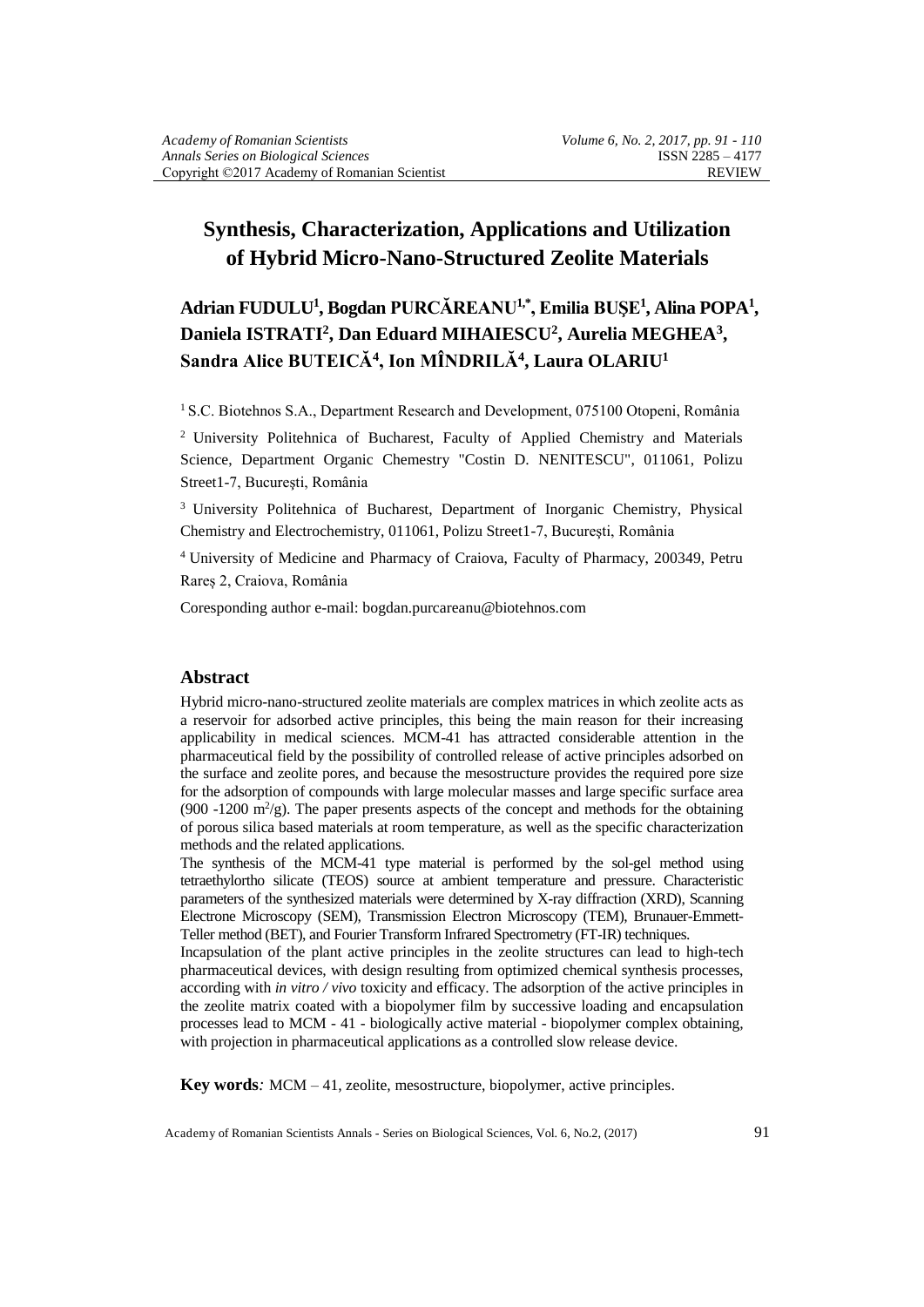# Synthesis, Characterization, Applications and Utilization of Hybrid Micro-Nano-Structured Zeolite Materials

**Adrian FUDULU[1], Bogdan PURCĂREANU[1,*], Emilia BUȘE[1], Alina POPA[1], Daniela ISTRATI[2], Dan Eduard MIHAIESCU[2], Aurelia MEGHEA[3], Sandra Alice BUTEICĂ[4], Ion MÎNDRILĂ[4], Laura OLARIU[1]**

[1] S.C. Biotehnos S.A., Department Research and Development, 075100 Otopeni, România

[2] University Politehnica of Bucharest, Faculty of Applied Chemistry and Materials Science, Department Organic Chemestry "Costin D. NENITESCU", 011061, Polizu Street1-7, București, România

[3] University Politehnica of Bucharest, Department of Inorganic Chemistry, Physical Chemistry and Electrochemistry, 011061, Polizu Street1-7, București, România

[4] University of Medicine and Pharmacy of Craiova, Faculty of Pharmacy, 200349, Petru Rareș 2, Craiova, România

Coresponding author e-mail: bogdan.purcareanu@biotehnos.com

## Abstract

Hybrid micro-nano-structured zeolite materials are complex matrices in which zeolite acts as a reservoir for adsorbed active principles, this being the main reason for their increasing applicability in medical sciences. MCM-41 has attracted considerable attention in the pharmaceutical field by the possibility of controlled release of active principles adsorbed on the surface and zeolite pores, and because the mesostructure provides the required pore size for the adsorption of compounds with large molecular masses and large specific surface area (900 -1200 $m^2/g$). The paper presents aspects of the concept and methods for the obtaining of porous silica based materials at room temperature, as well as the specific characterization methods and the related applications.

The synthesis of the MCM-41 type material is performed by the sol-gel method using tetraethylortho silicate (TEOS) source at ambient temperature and pressure. Characteristic parameters of the synthesized materials were determined by X-ray diffraction (XRD), Scanning Electrone Microscopy (SEM), Transmission Electron Microscopy (TEM), Brunauer-Emmett-Teller method (BET), and Fourier Transform Infrared Spectrometry (FT-IR) techniques.

Incapsulation of the plant active principles in the zeolite structures can lead to high-tech pharmaceutical devices, with design resulting from optimized chemical synthesis processes, according with *in vitro / vivo* toxicity and efficacy. The adsorption of the active principles in the zeolite matrix coated with a biopolymer film by successive loading and encapsulation processes lead to MCM - 41 - biologically active material - biopolymer complex obtaining, with projection in pharmaceutical applications as a controlled slow release device.

**Key words***:* MCM – 41, zeolite, mesostructure, biopolymer, active principles.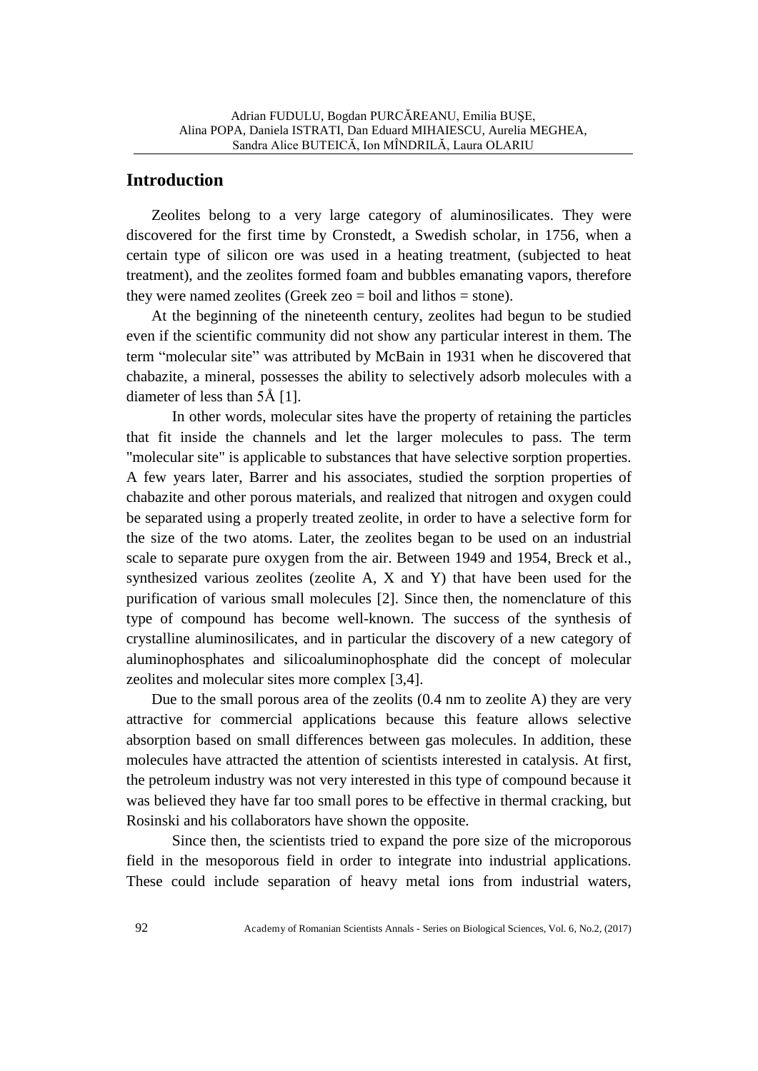## Introduction

Zeolites belong to a very large category of aluminosilicates. They were discovered for the first time by Cronstedt, a Swedish scholar, in 1756, when a certain type of silicon ore was used in a heating treatment, (subjected to heat treatment), and the zeolites formed foam and bubbles emanating vapors, therefore they were named zeolites (Greek zeo = boil and lithos = stone).

At the beginning of the nineteenth century, zeolites had begun to be studied even if the scientific community did not show any particular interest in them. The term "molecular site" was attributed by McBain in 1931 when he discovered that chabazite, a mineral, possesses the ability to selectively adsorb molecules with a diameter of less than 5Å [1].

In other words, molecular sites have the property of retaining the particles that fit inside the channels and let the larger molecules to pass. The term "molecular site" is applicable to substances that have selective sorption properties. A few years later, Barrer and his associates, studied the sorption properties of chabazite and other porous materials, and realized that nitrogen and oxygen could be separated using a properly treated zeolite, in order to have a selective form for the size of the two atoms. Later, the zeolites began to be used on an industrial scale to separate pure oxygen from the air. Between 1949 and 1954, Breck et al., synthesized various zeolites (zeolite A, X and Y) that have been used for the purification of various small molecules [2]. Since then, the nomenclature of this type of compound has become well-known. The success of the synthesis of crystalline aluminosilicates, and in particular the discovery of a new category of aluminophosphates and silicoaluminophosphate did the concept of molecular zeolites and molecular sites more complex [3,4].

Due to the small porous area of the zeolits (0.4 nm to zeolite A) they are very attractive for commercial applications because this feature allows selective absorption based on small differences between gas molecules. In addition, these molecules have attracted the attention of scientists interested in catalysis. At first, the petroleum industry was not very interested in this type of compound because it was believed they have far too small pores to be effective in thermal cracking, but Rosinski and his collaborators have shown the opposite.

Since then, the scientists tried to expand the pore size of the microporous field in the mesoporous field in order to integrate into industrial applications. These could include separation of heavy metal ions from industrial waters,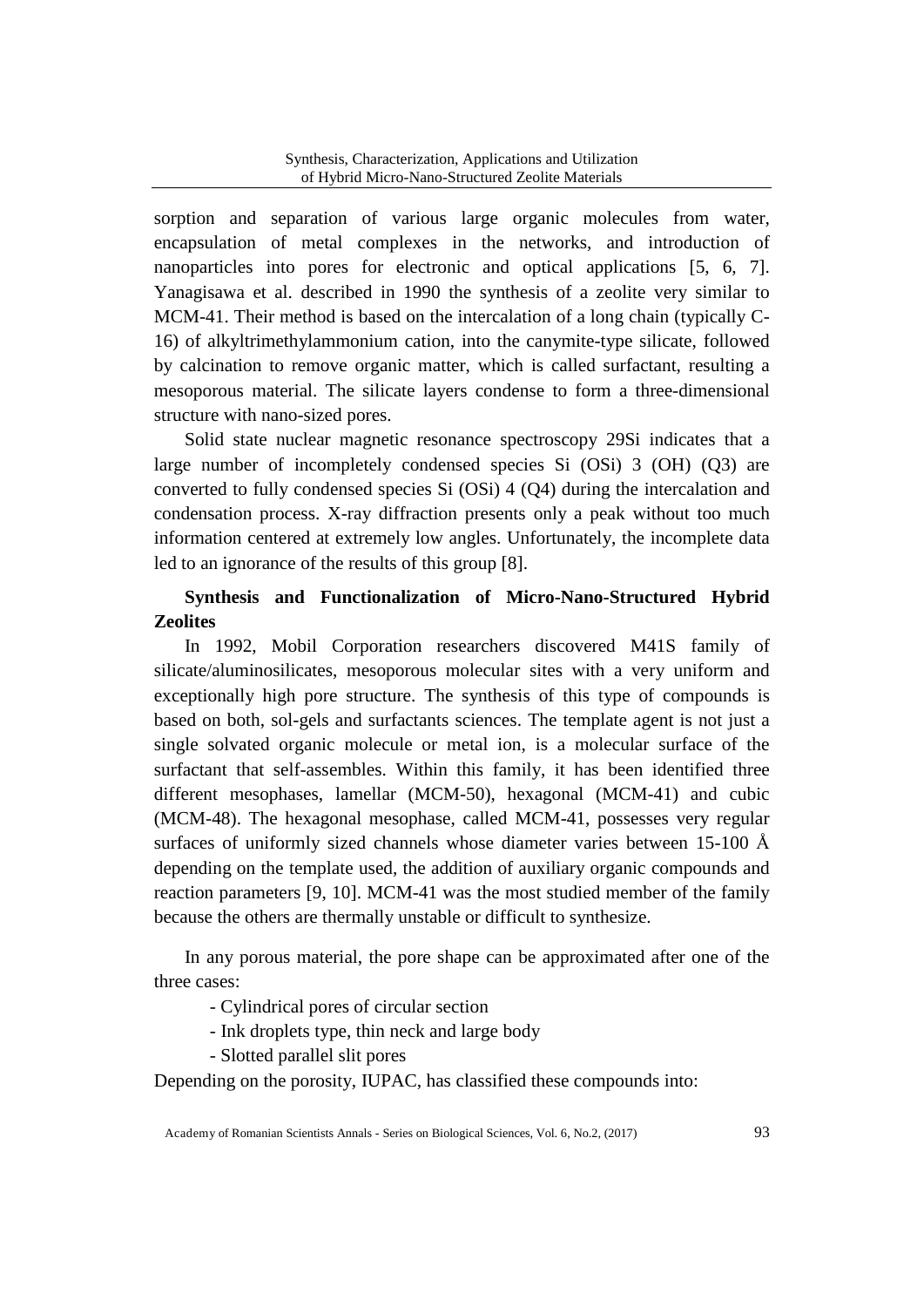sorption and separation of various large organic molecules from water, encapsulation of metal complexes in the networks, and introduction of nanoparticles into pores for electronic and optical applications [5, 6, 7]. Yanagisawa et al. described in 1990 the synthesis of a zeolite very similar to MCM-41. Their method is based on the intercalation of a long chain (typically C-16) of alkyltrimethylammonium cation, into the canymite-type silicate, followed by calcination to remove organic matter, which is called surfactant, resulting a mesoporous material. The silicate layers condense to form a three-dimensional structure with nano-sized pores.

Solid state nuclear magnetic resonance spectroscopy 29Si indicates that a large number of incompletely condensed species Si (OSi) 3 (OH) (Q3) are converted to fully condensed species Si (OSi) 4 (Q4) during the intercalation and condensation process. X-ray diffraction presents only a peak without too much information centered at extremely low angles. Unfortunately, the incomplete data led to an ignorance of the results of this group [8].

## Synthesis and Functionalization of Micro-Nano-Structured Hybrid Zeolites

In 1992, Mobil Corporation researchers discovered M41S family of silicate/aluminosilicates, mesoporous molecular sites with a very uniform and exceptionally high pore structure. The synthesis of this type of compounds is based on both, sol-gels and surfactants sciences. The template agent is not just a single solvated organic molecule or metal ion, is a molecular surface of the surfactant that self-assembles. Within this family, it has been identified three different mesophases, lamellar (MCM-50), hexagonal (MCM-41) and cubic (MCM-48). The hexagonal mesophase, called MCM-41, possesses very regular surfaces of uniformly sized channels whose diameter varies between 15-100 Å depending on the template used, the addition of auxiliary organic compounds and reaction parameters [9, 10]. MCM-41 was the most studied member of the family because the others are thermally unstable or difficult to synthesize.

In any porous material, the pore shape can be approximated after one of the three cases:

- Cylindrical pores of circular section
- Ink droplets type, thin neck and large body
- Slotted parallel slit pores

Depending on the porosity, IUPAC, has classified these compounds into: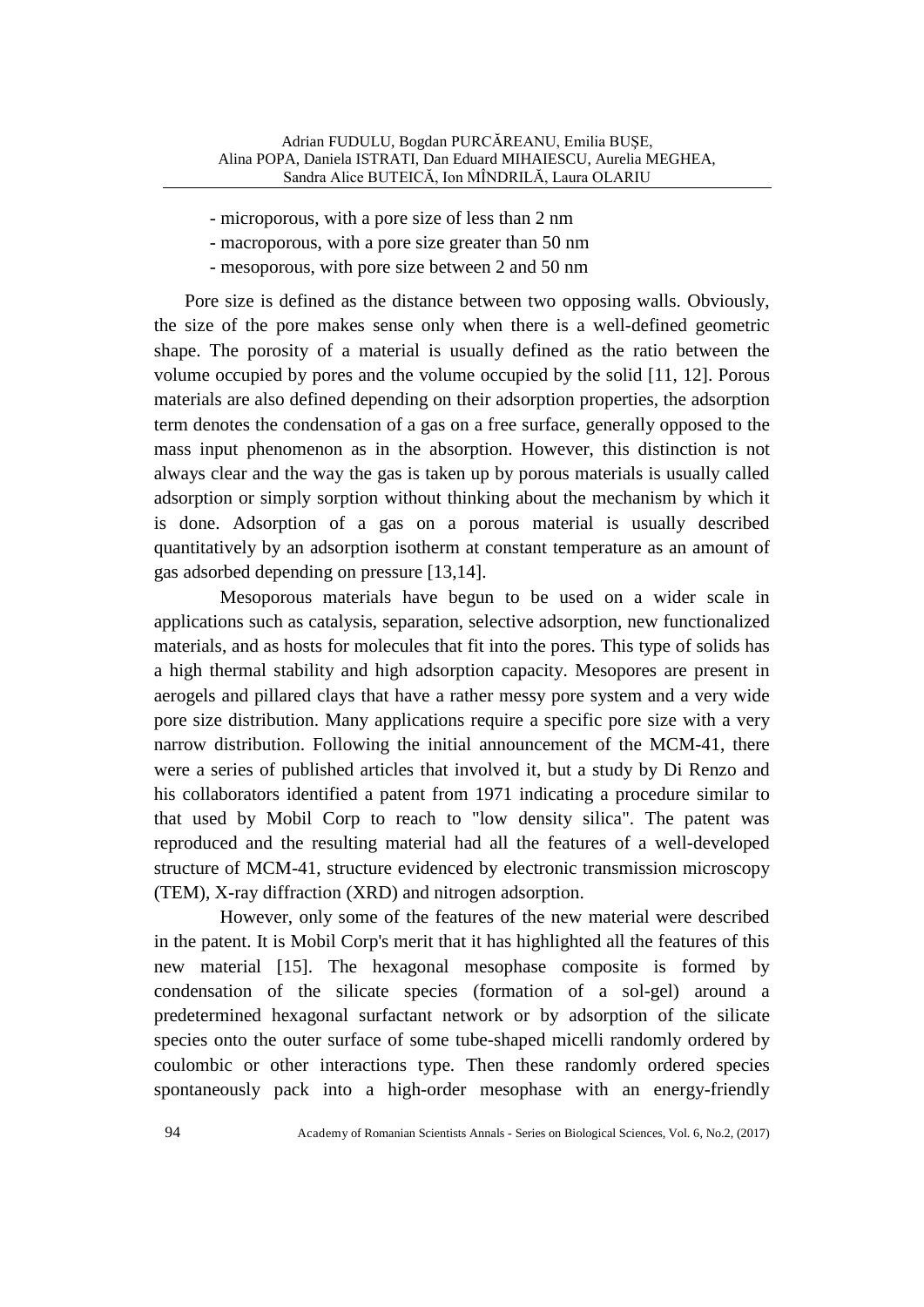- microporous, with a pore size of less than 2 nm
- macroporous, with a pore size greater than 50 nm
- mesoporous, with pore size between 2 and 50 nm

Pore size is defined as the distance between two opposing walls. Obviously, the size of the pore makes sense only when there is a well-defined geometric shape. The porosity of a material is usually defined as the ratio between the volume occupied by pores and the volume occupied by the solid [11, 12]. Porous materials are also defined depending on their adsorption properties, the adsorption term denotes the condensation of a gas on a free surface, generally opposed to the mass input phenomenon as in the absorption. However, this distinction is not always clear and the way the gas is taken up by porous materials is usually called adsorption or simply sorption without thinking about the mechanism by which it is done. Adsorption of a gas on a porous material is usually described quantitatively by an adsorption isotherm at constant temperature as an amount of gas adsorbed depending on pressure [13,14].

Mesoporous materials have begun to be used on a wider scale in applications such as catalysis, separation, selective adsorption, new functionalized materials, and as hosts for molecules that fit into the pores. This type of solids has a high thermal stability and high adsorption capacity. Mesopores are present in aerogels and pillared clays that have a rather messy pore system and a very wide pore size distribution. Many applications require a specific pore size with a very narrow distribution. Following the initial announcement of the MCM-41, there were a series of published articles that involved it, but a study by Di Renzo and his collaborators identified a patent from 1971 indicating a procedure similar to that used by Mobil Corp to reach to "low density silica". The patent was reproduced and the resulting material had all the features of a well-developed structure of MCM-41, structure evidenced by electronic transmission microscopy (TEM), X-ray diffraction (XRD) and nitrogen adsorption.

However, only some of the features of the new material were described in the patent. It is Mobil Corp's merit that it has highlighted all the features of this new material [15]. The hexagonal mesophase composite is formed by condensation of the silicate species (formation of a sol-gel) around a predetermined hexagonal surfactant network or by adsorption of the silicate species onto the outer surface of some tube-shaped micelli randomly ordered by coulombic or other interactions type. Then these randomly ordered species spontaneously pack into a high-order mesophase with an energy-friendly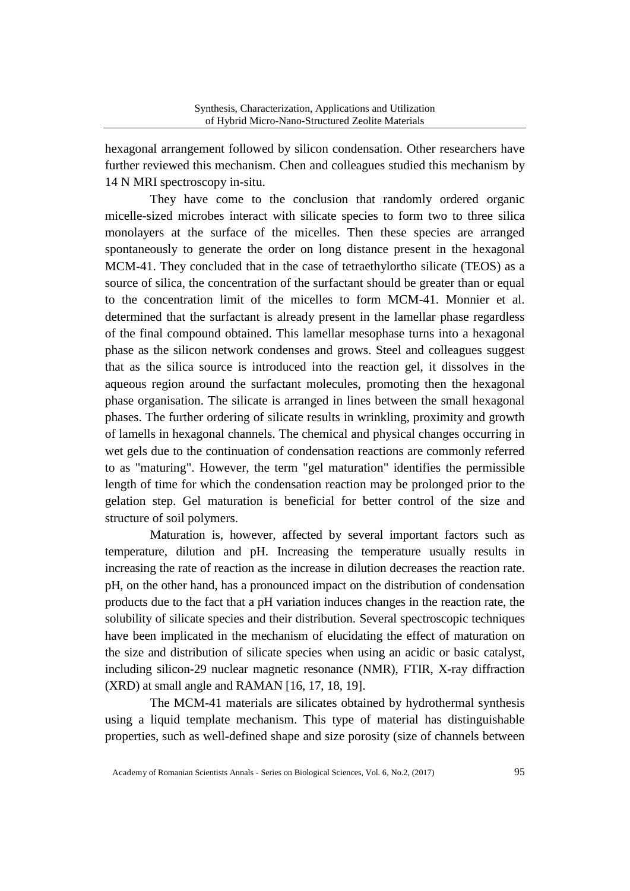hexagonal arrangement followed by silicon condensation. Other researchers have further reviewed this mechanism. Chen and colleagues studied this mechanism by 14 N MRI spectroscopy in-situ.

They have come to the conclusion that randomly ordered organic micelle-sized microbes interact with silicate species to form two to three silica monolayers at the surface of the micelles. Then these species are arranged spontaneously to generate the order on long distance present in the hexagonal MCM-41. They concluded that in the case of tetraethylortho silicate (TEOS) as a source of silica, the concentration of the surfactant should be greater than or equal to the concentration limit of the micelles to form MCM-41. Monnier et al. determined that the surfactant is already present in the lamellar phase regardless of the final compound obtained. This lamellar mesophase turns into a hexagonal phase as the silicon network condenses and grows. Steel and colleagues suggest that as the silica source is introduced into the reaction gel, it dissolves in the aqueous region around the surfactant molecules, promoting then the hexagonal phase organisation. The silicate is arranged in lines between the small hexagonal phases. The further ordering of silicate results in wrinkling, proximity and growth of lamells in hexagonal channels. The chemical and physical changes occurring in wet gels due to the continuation of condensation reactions are commonly referred to as "maturing". However, the term "gel maturation" identifies the permissible length of time for which the condensation reaction may be prolonged prior to the gelation step. Gel maturation is beneficial for better control of the size and structure of soil polymers.

Maturation is, however, affected by several important factors such as temperature, dilution and pH. Increasing the temperature usually results in increasing the rate of reaction as the increase in dilution decreases the reaction rate. pH, on the other hand, has a pronounced impact on the distribution of condensation products due to the fact that a pH variation induces changes in the reaction rate, the solubility of silicate species and their distribution. Several spectroscopic techniques have been implicated in the mechanism of elucidating the effect of maturation on the size and distribution of silicate species when using an acidic or basic catalyst, including silicon-29 nuclear magnetic resonance (NMR), FTIR, X-ray diffraction (XRD) at small angle and RAMAN [16, 17, 18, 19].

The MCM-41 materials are silicates obtained by hydrothermal synthesis using a liquid template mechanism. This type of material has distinguishable properties, such as well-defined shape and size porosity (size of channels between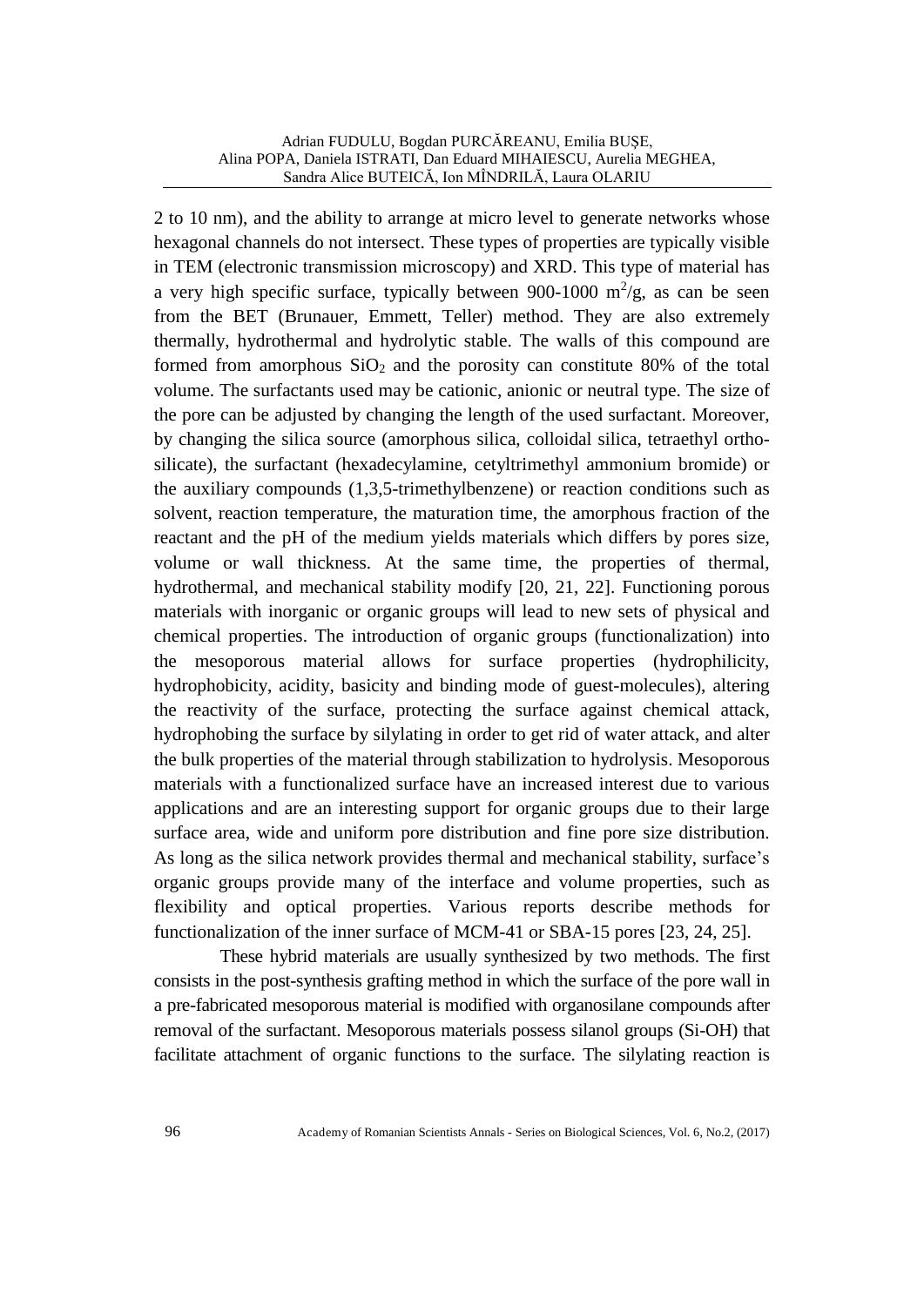2 to 10 nm), and the ability to arrange at micro level to generate networks whose hexagonal channels do not intersect. These types of properties are typically visible in TEM (electronic transmission microscopy) and XRD. This type of material has a very high specific surface, typically between 900-1000 $m^2/g$, as can be seen from the BET (Brunauer, Emmett, Teller) method. They are also extremely thermally, hydrothermal and hydrolytic stable. The walls of this compound are formed from amorphous $SiO_2$ and the porosity can constitute 80% of the total volume. The surfactants used may be cationic, anionic or neutral type. The size of the pore can be adjusted by changing the length of the used surfactant. Moreover, by changing the silica source (amorphous silica, colloidal silica, tetraethyl ortho-silicate), the surfactant (hexadecylamine, cetyltrimethyl ammonium bromide) or the auxiliary compounds (1,3,5-trimethylbenzene) or reaction conditions such as solvent, reaction temperature, the maturation time, the amorphous fraction of the reactant and the pH of the medium yields materials which differs by pores size, volume or wall thickness. At the same time, the properties of thermal, hydrothermal, and mechanical stability modify [20, 21, 22]. Functioning porous materials with inorganic or organic groups will lead to new sets of physical and chemical properties. The introduction of organic groups (functionalization) into the mesoporous material allows for surface properties (hydrophilicity, hydrophobicity, acidity, basicity and binding mode of guest-molecules), altering the reactivity of the surface, protecting the surface against chemical attack, hydrophobing the surface by silylating in order to get rid of water attack, and alter the bulk properties of the material through stabilization to hydrolysis. Mesoporous materials with a functionalized surface have an increased interest due to various applications and are an interesting support for organic groups due to their large surface area, wide and uniform pore distribution and fine pore size distribution. As long as the silica network provides thermal and mechanical stability, surface's organic groups provide many of the interface and volume properties, such as flexibility and optical properties. Various reports describe methods for functionalization of the inner surface of MCM-41 or SBA-15 pores [23, 24, 25].

These hybrid materials are usually synthesized by two methods. The first consists in the post-synthesis grafting method in which the surface of the pore wall in a pre-fabricated mesoporous material is modified with organosilane compounds after removal of the surfactant. Mesoporous materials possess silanol groups (Si-OH) that facilitate attachment of organic functions to the surface. The silylating reaction is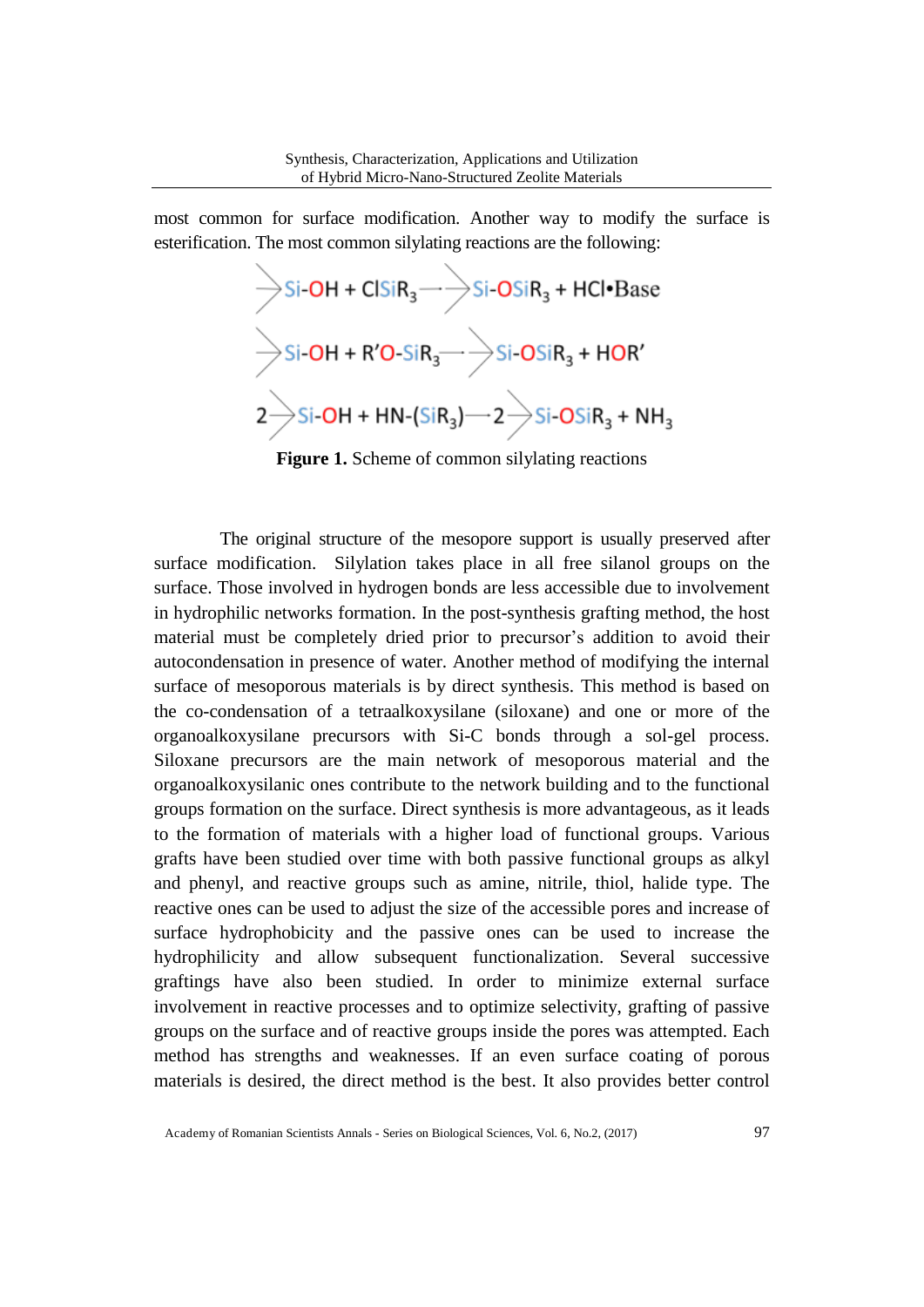most common for surface modification. Another way to modify the surface is esterification. The most common silylating reactions are the following:

$$\rangle Si\text{-}OH + ClSiR_3 \rightarrow \rangle Si\text{-}OSiR_3 + HCl{\bullet}Base$$

$$\rangle Si\text{-}OH + R'O\text{-}SiR_3 \rightarrow \rangle Si\text{-}OSiR_3 + HOR'$$

$$2\rangle Si\text{-}OH + HN\text{-}(SiR_3) \rightarrow 2\rangle Si\text{-}OSiR_3 + NH_3$$

**Figure 1.** Scheme of common silylating reactions

The original structure of the mesopore support is usually preserved after surface modification. Silylation takes place in all free silanol groups on the surface. Those involved in hydrogen bonds are less accessible due to involvement in hydrophilic networks formation. In the post-synthesis grafting method, the host material must be completely dried prior to precursor's addition to avoid their autocondensation in presence of water. Another method of modifying the internal surface of mesoporous materials is by direct synthesis. This method is based on the co-condensation of a tetraalkoxysilane (siloxane) and one or more of the organoalkoxysilane precursors with Si-C bonds through a sol-gel process. Siloxane precursors are the main network of mesoporous material and the organoalkoxysilanic ones contribute to the network building and to the functional groups formation on the surface. Direct synthesis is more advantageous, as it leads to the formation of materials with a higher load of functional groups. Various grafts have been studied over time with both passive functional groups as alkyl and phenyl, and reactive groups such as amine, nitrile, thiol, halide type. The reactive ones can be used to adjust the size of the accessible pores and increase of surface hydrophobicity and the passive ones can be used to increase the hydrophilicity and allow subsequent functionalization. Several successive graftings have also been studied. In order to minimize external surface involvement in reactive processes and to optimize selectivity, grafting of passive groups on the surface and of reactive groups inside the pores was attempted. Each method has strengths and weaknesses. If an even surface coating of porous materials is desired, the direct method is the best. It also provides better control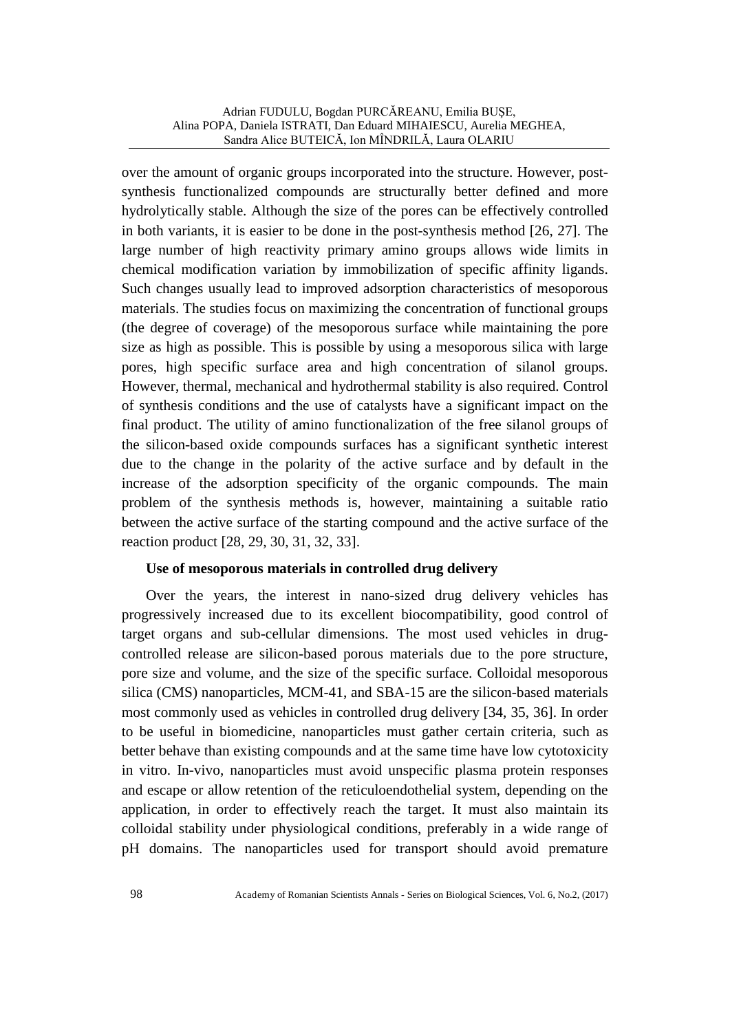over the amount of organic groups incorporated into the structure. However, post-synthesis functionalized compounds are structurally better defined and more hydrolytically stable. Although the size of the pores can be effectively controlled in both variants, it is easier to be done in the post-synthesis method [26, 27]. The large number of high reactivity primary amino groups allows wide limits in chemical modification variation by immobilization of specific affinity ligands. Such changes usually lead to improved adsorption characteristics of mesoporous materials. The studies focus on maximizing the concentration of functional groups (the degree of coverage) of the mesoporous surface while maintaining the pore size as high as possible. This is possible by using a mesoporous silica with large pores, high specific surface area and high concentration of silanol groups. However, thermal, mechanical and hydrothermal stability is also required. Control of synthesis conditions and the use of catalysts have a significant impact on the final product. The utility of amino functionalization of the free silanol groups of the silicon-based oxide compounds surfaces has a significant synthetic interest due to the change in the polarity of the active surface and by default in the increase of the adsorption specificity of the organic compounds. The main problem of the synthesis methods is, however, maintaining a suitable ratio between the active surface of the starting compound and the active surface of the reaction product [28, 29, 30, 31, 32, 33].

**Use of mesoporous materials in controlled drug delivery**

Over the years, the interest in nano-sized drug delivery vehicles has progressively increased due to its excellent biocompatibility, good control of target organs and sub-cellular dimensions. The most used vehicles in drug-controlled release are silicon-based porous materials due to the pore structure, pore size and volume, and the size of the specific surface. Colloidal mesoporous silica (CMS) nanoparticles, MCM-41, and SBA-15 are the silicon-based materials most commonly used as vehicles in controlled drug delivery [34, 35, 36]. In order to be useful in biomedicine, nanoparticles must gather certain criteria, such as better behave than existing compounds and at the same time have low cytotoxicity in vitro. In-vivo, nanoparticles must avoid unspecific plasma protein responses and escape or allow retention of the reticuloendothelial system, depending on the application, in order to effectively reach the target. It must also maintain its colloidal stability under physiological conditions, preferably in a wide range of pH domains. The nanoparticles used for transport should avoid premature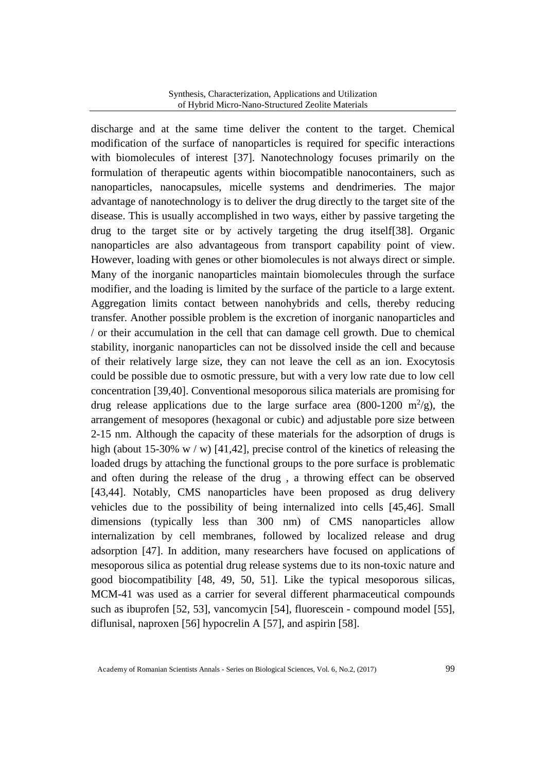discharge and at the same time deliver the content to the target. Chemical modification of the surface of nanoparticles is required for specific interactions with biomolecules of interest [37]. Nanotechnology focuses primarily on the formulation of therapeutic agents within biocompatible nanocontainers, such as nanoparticles, nanocapsules, micelle systems and dendrimeries. The major advantage of nanotechnology is to deliver the drug directly to the target site of the disease. This is usually accomplished in two ways, either by passive targeting the drug to the target site or by actively targeting the drug itself[38]. Organic nanoparticles are also advantageous from transport capability point of view. However, loading with genes or other biomolecules is not always direct or simple. Many of the inorganic nanoparticles maintain biomolecules through the surface modifier, and the loading is limited by the surface of the particle to a large extent. Aggregation limits contact between nanohybrids and cells, thereby reducing transfer. Another possible problem is the excretion of inorganic nanoparticles and / or their accumulation in the cell that can damage cell growth. Due to chemical stability, inorganic nanoparticles can not be dissolved inside the cell and because of their relatively large size, they can not leave the cell as an ion. Exocytosis could be possible due to osmotic pressure, but with a very low rate due to low cell concentration [39,40]. Conventional mesoporous silica materials are promising for drug release applications due to the large surface area (800-1200 $m^2/g$), the arrangement of mesopores (hexagonal or cubic) and adjustable pore size between 2-15 nm. Although the capacity of these materials for the adsorption of drugs is high (about 15-30% w / w) [41,42], precise control of the kinetics of releasing the loaded drugs by attaching the functional groups to the pore surface is problematic and often during the release of the drug , a throwing effect can be observed [43,44]. Notably, CMS nanoparticles have been proposed as drug delivery vehicles due to the possibility of being internalized into cells [45,46]. Small dimensions (typically less than 300 nm) of CMS nanoparticles allow internalization by cell membranes, followed by localized release and drug adsorption [47]. In addition, many researchers have focused on applications of mesoporous silica as potential drug release systems due to its non-toxic nature and good biocompatibility [48, 49, 50, 51]. Like the typical mesoporous silicas, MCM-41 was used as a carrier for several different pharmaceutical compounds such as ibuprofen [52, 53], vancomycin [54], fluorescein - compound model [55], diflunisal, naproxen [56] hypocrelin A [57], and aspirin [58].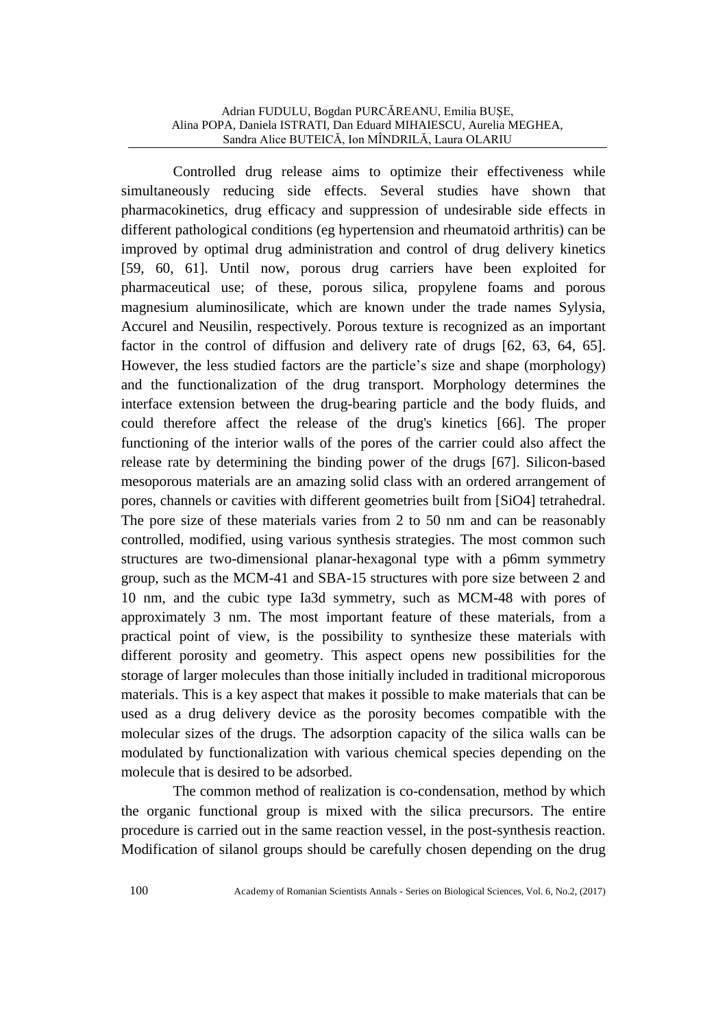Controlled drug release aims to optimize their effectiveness while simultaneously reducing side effects. Several studies have shown that pharmacokinetics, drug efficacy and suppression of undesirable side effects in different pathological conditions (eg hypertension and rheumatoid arthritis) can be improved by optimal drug administration and control of drug delivery kinetics [59, 60, 61]. Until now, porous drug carriers have been exploited for pharmaceutical use; of these, porous silica, propylene foams and porous magnesium aluminosilicate, which are known under the trade names Sylysia, Accurel and Neusilin, respectively. Porous texture is recognized as an important factor in the control of diffusion and delivery rate of drugs [62, 63, 64, 65]. However, the less studied factors are the particle's size and shape (morphology) and the functionalization of the drug transport. Morphology determines the interface extension between the drug-bearing particle and the body fluids, and could therefore affect the release of the drug's kinetics [66]. The proper functioning of the interior walls of the pores of the carrier could also affect the release rate by determining the binding power of the drugs [67]. Silicon-based mesoporous materials are an amazing solid class with an ordered arrangement of pores, channels or cavities with different geometries built from [$SiO_4$] tetrahedral. The pore size of these materials varies from 2 to 50 nm and can be reasonably controlled, modified, using various synthesis strategies. The most common such structures are two-dimensional planar-hexagonal type with a p6mm symmetry group, such as the MCM-41 and SBA-15 structures with pore size between 2 and 10 nm, and the cubic type Ia3d symmetry, such as MCM-48 with pores of approximately 3 nm. The most important feature of these materials, from a practical point of view, is the possibility to synthesize these materials with different porosity and geometry. This aspect opens new possibilities for the storage of larger molecules than those initially included in traditional microporous materials. This is a key aspect that makes it possible to make materials that can be used as a drug delivery device as the porosity becomes compatible with the molecular sizes of the drugs. The adsorption capacity of the silica walls can be modulated by functionalization with various chemical species depending on the molecule that is desired to be adsorbed.

The common method of realization is co-condensation, method by which the organic functional group is mixed with the silica precursors. The entire procedure is carried out in the same reaction vessel, in the post-synthesis reaction. Modification of silanol groups should be carefully chosen depending on the drug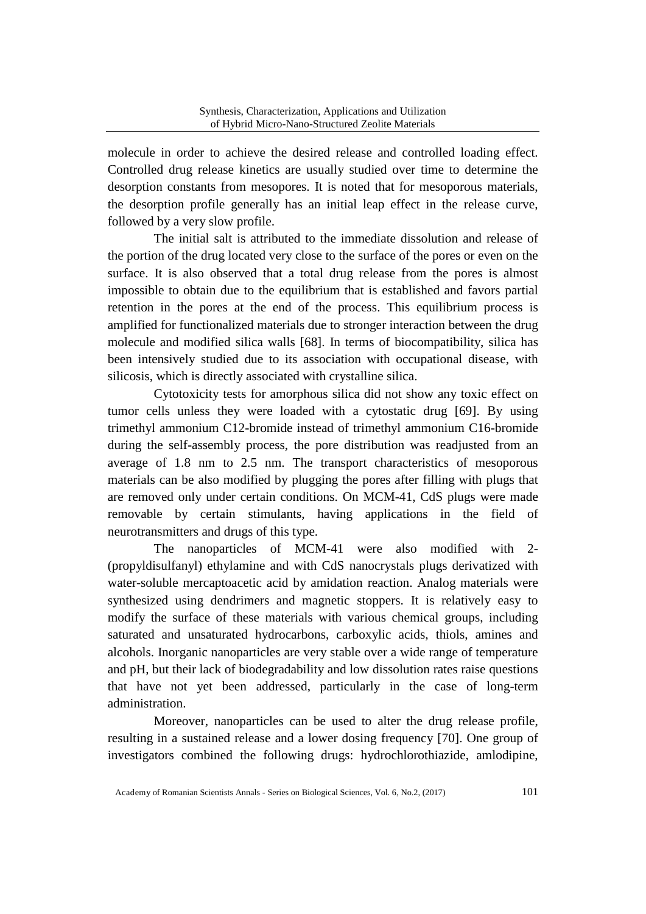molecule in order to achieve the desired release and controlled loading effect. Controlled drug release kinetics are usually studied over time to determine the desorption constants from mesopores. It is noted that for mesoporous materials, the desorption profile generally has an initial leap effect in the release curve, followed by a very slow profile.

The initial salt is attributed to the immediate dissolution and release of the portion of the drug located very close to the surface of the pores or even on the surface. It is also observed that a total drug release from the pores is almost impossible to obtain due to the equilibrium that is established and favors partial retention in the pores at the end of the process. This equilibrium process is amplified for functionalized materials due to stronger interaction between the drug molecule and modified silica walls [68]. In terms of biocompatibility, silica has been intensively studied due to its association with occupational disease, with silicosis, which is directly associated with crystalline silica.

Cytotoxicity tests for amorphous silica did not show any toxic effect on tumor cells unless they were loaded with a cytostatic drug [69]. By using trimethyl ammonium C12-bromide instead of trimethyl ammonium C16-bromide during the self-assembly process, the pore distribution was readjusted from an average of 1.8 nm to 2.5 nm. The transport characteristics of mesoporous materials can be also modified by plugging the pores after filling with plugs that are removed only under certain conditions. On MCM-41, CdS plugs were made removable by certain stimulants, having applications in the field of neurotransmitters and drugs of this type.

The nanoparticles of MCM-41 were also modified with 2-(propyldisulfanyl) ethylamine and with CdS nanocrystals plugs derivatized with water-soluble mercaptoacetic acid by amidation reaction. Analog materials were synthesized using dendrimers and magnetic stoppers. It is relatively easy to modify the surface of these materials with various chemical groups, including saturated and unsaturated hydrocarbons, carboxylic acids, thiols, amines and alcohols. Inorganic nanoparticles are very stable over a wide range of temperature and pH, but their lack of biodegradability and low dissolution rates raise questions that have not yet been addressed, particularly in the case of long-term administration.

Moreover, nanoparticles can be used to alter the drug release profile, resulting in a sustained release and a lower dosing frequency [70]. One group of investigators combined the following drugs: hydrochlorothiazide, amlodipine,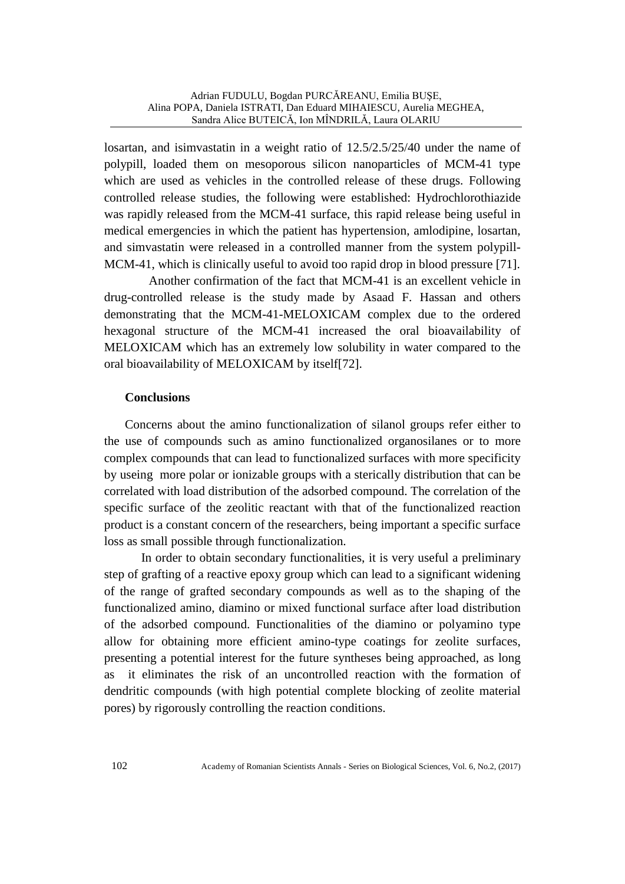losartan, and isimvastatin in a weight ratio of 12.5/2.5/25/40 under the name of polypill, loaded them on mesoporous silicon nanoparticles of MCM-41 type which are used as vehicles in the controlled release of these drugs. Following controlled release studies, the following were established: Hydrochlorothiazide was rapidly released from the MCM-41 surface, this rapid release being useful in medical emergencies in which the patient has hypertension, amlodipine, losartan, and simvastatin were released in a controlled manner from the system polypill-MCM-41, which is clinically useful to avoid too rapid drop in blood pressure [71].

Another confirmation of the fact that MCM-41 is an excellent vehicle in drug-controlled release is the study made by Asaad F. Hassan and others demonstrating that the MCM-41-MELOXICAM complex due to the ordered hexagonal structure of the MCM-41 increased the oral bioavailability of MELOXICAM which has an extremely low solubility in water compared to the oral bioavailability of MELOXICAM by itself[72].

## Conclusions

Concerns about the amino functionalization of silanol groups refer either to the use of compounds such as amino functionalized organosilanes or to more complex compounds that can lead to functionalized surfaces with more specificity by useing more polar or ionizable groups with a sterically distribution that can be correlated with load distribution of the adsorbed compound. The correlation of the specific surface of the zeolitic reactant with that of the functionalized reaction product is a constant concern of the researchers, being important a specific surface loss as small possible through functionalization.

In order to obtain secondary functionalities, it is very useful a preliminary step of grafting of a reactive epoxy group which can lead to a significant widening of the range of grafted secondary compounds as well as to the shaping of the functionalized amino, diamino or mixed functional surface after load distribution of the adsorbed compound. Functionalities of the diamino or polyamino type allow for obtaining more efficient amino-type coatings for zeolite surfaces, presenting a potential interest for the future syntheses being approached, as long as it eliminates the risk of an uncontrolled reaction with the formation of dendritic compounds (with high potential complete blocking of zeolite material pores) by rigorously controlling the reaction conditions.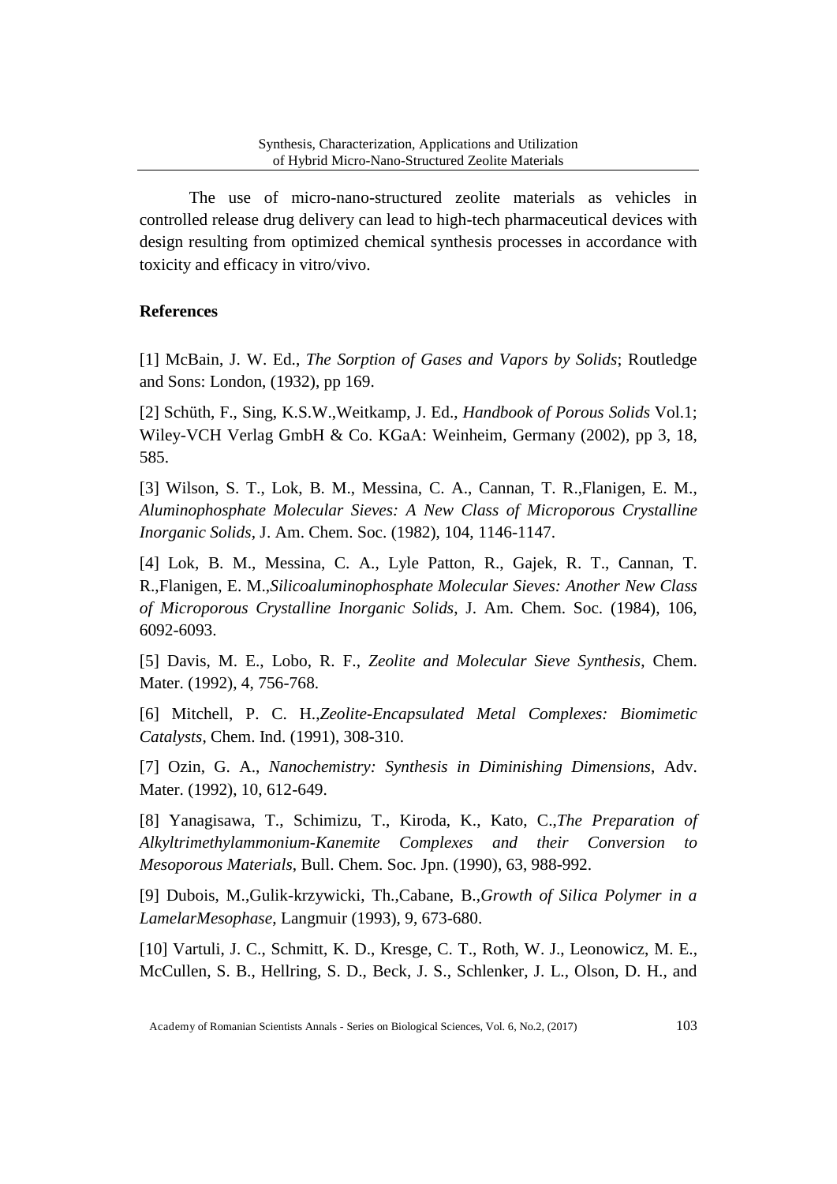The use of micro-nano-structured zeolite materials as vehicles in controlled release drug delivery can lead to high-tech pharmaceutical devices with design resulting from optimized chemical synthesis processes in accordance with toxicity and efficacy in vitro/vivo.

## References

[1] McBain, J. W. Ed., *The Sorption of Gases and Vapors by Solids*; Routledge and Sons: London, (1932), pp 169.

[2] Schüth, F., Sing, K.S.W.,Weitkamp, J. Ed., *Handbook of Porous Solids* Vol.1; Wiley-VCH Verlag GmbH & Co. KGaA: Weinheim, Germany (2002), pp 3, 18, 585.

[3] Wilson, S. T., Lok, B. M., Messina, C. A., Cannan, T. R.,Flanigen, E. M., *Aluminophosphate Molecular Sieves: A New Class of Microporous Crystalline Inorganic Solids*, J. Am. Chem. Soc. (1982), 104, 1146-1147.

[4] Lok, B. M., Messina, C. A., Lyle Patton, R., Gajek, R. T., Cannan, T. R.,Flanigen, E. M.,*Silicoaluminophosphate Molecular Sieves: Another New Class of Microporous Crystalline Inorganic Solids*, J. Am. Chem. Soc. (1984), 106, 6092-6093.

[5] Davis, M. E., Lobo, R. F., *Zeolite and Molecular Sieve Synthesis*, Chem. Mater. (1992), 4, 756-768.

[6] Mitchell, P. C. H.,*Zeolite-Encapsulated Metal Complexes: Biomimetic Catalysts*, Chem. Ind. (1991), 308-310.

[7] Ozin, G. A., *Nanochemistry: Synthesis in Diminishing Dimensions*, Adv. Mater. (1992), 10, 612-649.

[8] Yanagisawa, T., Schimizu, T., Kiroda, K., Kato, C.,*The Preparation of Alkyltrimethylammonium-Kanemite Complexes and their Conversion to Mesoporous Materials*, Bull. Chem. Soc. Jpn. (1990), 63, 988-992.

[9] Dubois, M.,Gulik-krzywicki, Th.,Cabane, B.,*Growth of Silica Polymer in a LamelarMesophase*, Langmuir (1993), 9, 673-680.

[10] Vartuli, J. C., Schmitt, K. D., Kresge, C. T., Roth, W. J., Leonowicz, M. E., McCullen, S. B., Hellring, S. D., Beck, J. S., Schlenker, J. L., Olson, D. H., and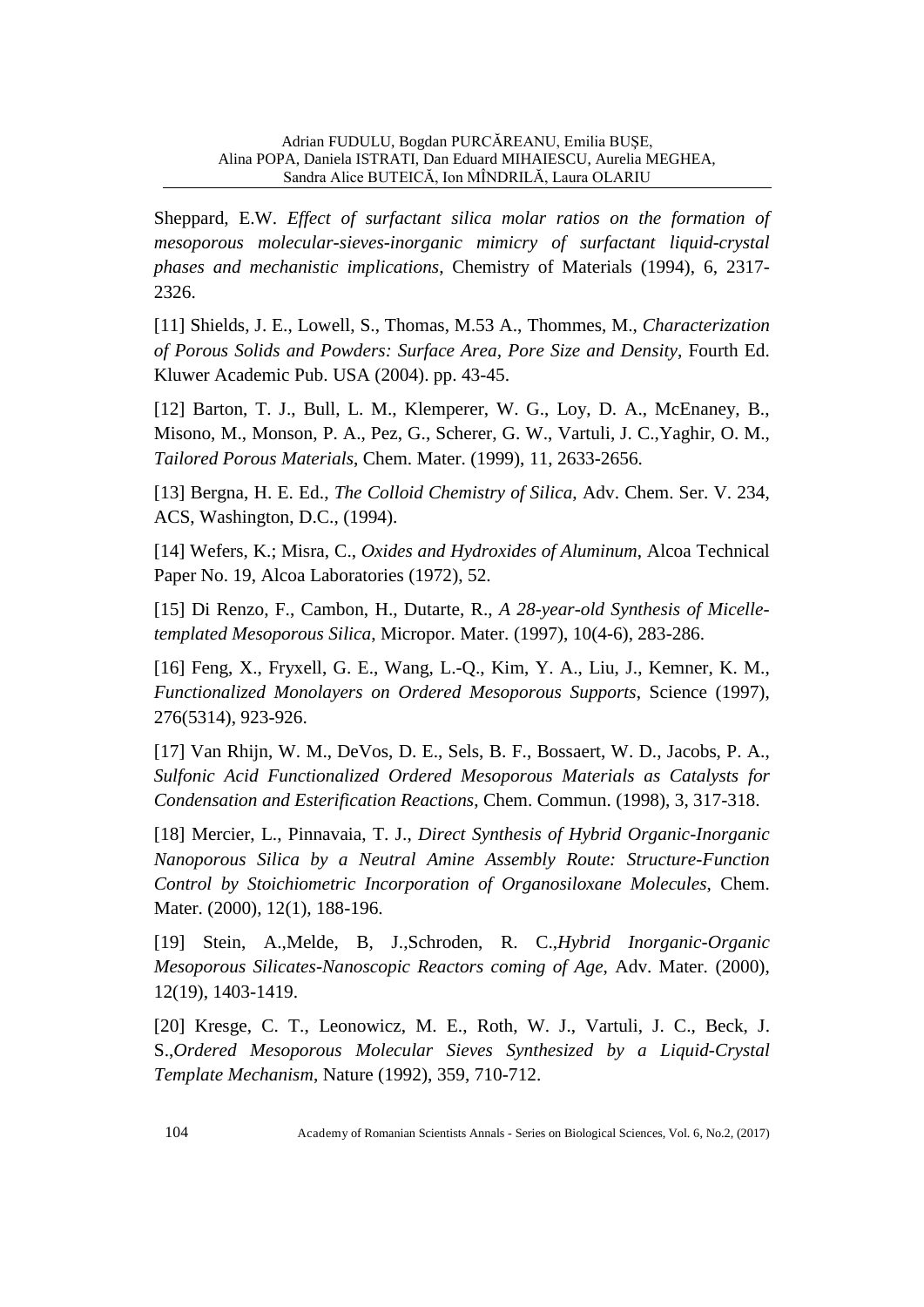Sheppard, E.W. *Effect of surfactant silica molar ratios on the formation of mesoporous molecular-sieves-inorganic mimicry of surfactant liquid-crystal phases and mechanistic implications*, Chemistry of Materials (1994), 6, 2317-2326.

[11] Shields, J. E., Lowell, S., Thomas, M.53 A., Thommes, M., *Characterization of Porous Solids and Powders: Surface Area, Pore Size and Density*, Fourth Ed. Kluwer Academic Pub. USA (2004). pp. 43-45.

[12] Barton, T. J., Bull, L. M., Klemperer, W. G., Loy, D. A., McEnaney, B., Misono, M., Monson, P. A., Pez, G., Scherer, G. W., Vartuli, J. C.,Yaghir, O. M., *Tailored Porous Materials*, Chem. Mater. (1999), 11, 2633-2656.

[13] Bergna, H. E. Ed., *The Colloid Chemistry of Silica*, Adv. Chem. Ser. V. 234, ACS, Washington, D.C., (1994).

[14] Wefers, K.; Misra, C., *Oxides and Hydroxides of Aluminum*, Alcoa Technical Paper No. 19, Alcoa Laboratories (1972), 52.

[15] Di Renzo, F., Cambon, H., Dutarte, R., *A 28-year-old Synthesis of Micelle-templated Mesoporous Silica*, Micropor. Mater. (1997), 10(4-6), 283-286.

[16] Feng, X., Fryxell, G. E., Wang, L.-Q., Kim, Y. A., Liu, J., Kemner, K. M., *Functionalized Monolayers on Ordered Mesoporous Supports*, Science (1997), 276(5314), 923-926.

[17] Van Rhijn, W. M., DeVos, D. E., Sels, B. F., Bossaert, W. D., Jacobs, P. A., *Sulfonic Acid Functionalized Ordered Mesoporous Materials as Catalysts for Condensation and Esterification Reactions*, Chem. Commun. (1998), 3, 317-318.

[18] Mercier, L., Pinnavaia, T. J., *Direct Synthesis of Hybrid Organic-Inorganic Nanoporous Silica by a Neutral Amine Assembly Route: Structure-Function Control by Stoichiometric Incorporation of Organosiloxane Molecules*, Chem. Mater. (2000), 12(1), 188-196.

[19] Stein, A.,Melde, B, J.,Schroden, R. C.,*Hybrid Inorganic-Organic Mesoporous Silicates-Nanoscopic Reactors coming of Age*, Adv. Mater. (2000), 12(19), 1403-1419.

[20] Kresge, C. T., Leonowicz, M. E., Roth, W. J., Vartuli, J. C., Beck, J. S.,*Ordered Mesoporous Molecular Sieves Synthesized by a Liquid-Crystal Template Mechanism*, Nature (1992), 359, 710-712.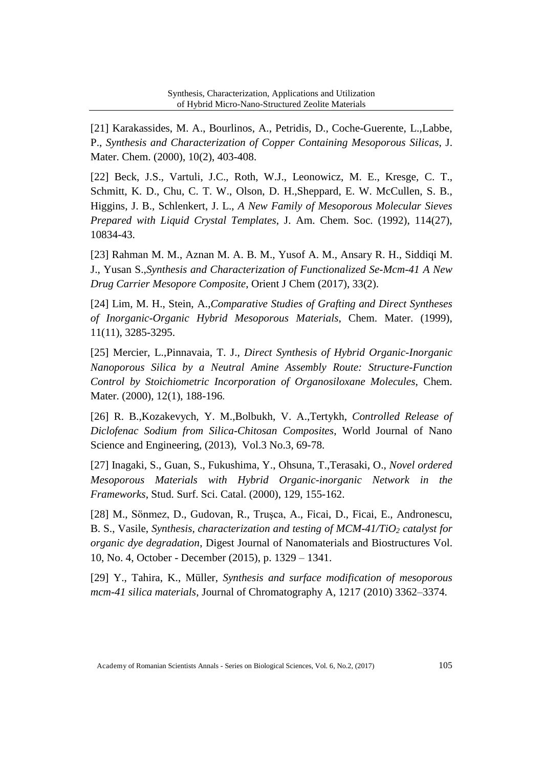[21] Karakassides, M. A., Bourlinos, A., Petridis, D., Coche-Guerente, L.,Labbe, P., *Synthesis and Characterization of Copper Containing Mesoporous Silicas*, J. Mater. Chem. (2000), 10(2), 403-408.

[22] Beck, J.S., Vartuli, J.C., Roth, W.J., Leonowicz, M. E., Kresge, C. T., Schmitt, K. D., Chu, C. T. W., Olson, D. H.,Sheppard, E. W. McCullen, S. B., Higgins, J. B., Schlenkert, J. L., *A New Family of Mesoporous Molecular Sieves Prepared with Liquid Crystal Templates*, J. Am. Chem. Soc. (1992), 114(27), 10834-43.

[23] Rahman M. M., Aznan M. A. B. M., Yusof A. M., Ansary R. H., Siddiqi M. J., Yusan S.,*Synthesis and Characterization of Functionalized Se-Mcm-41 A New Drug Carrier Mesopore Composite*, Orient J Chem (2017), 33(2).

[24] Lim, M. H., Stein, A.,*Comparative Studies of Grafting and Direct Syntheses of Inorganic-Organic Hybrid Mesoporous Materials*, Chem. Mater. (1999), 11(11), 3285-3295.

[25] Mercier, L.,Pinnavaia, T. J., *Direct Synthesis of Hybrid Organic-Inorganic Nanoporous Silica by a Neutral Amine Assembly Route: Structure-Function Control by Stoichiometric Incorporation of Organosiloxane Molecules*, Chem. Mater. (2000), 12(1), 188-196.

[26] R. B.,Kozakevych, Y. M.,Bolbukh, V. A.,Tertykh, *Controlled Release of Diclofenac Sodium from Silica-Chitosan Composites*, World Journal of Nano Science and Engineering, (2013), Vol.3 No.3, 69-78.

[27] Inagaki, S., Guan, S., Fukushima, Y., Ohsuna, T.,Terasaki, O., *Novel ordered Mesoporous Materials with Hybrid Organic-inorganic Network in the Frameworks*, Stud. Surf. Sci. Catal. (2000), 129, 155-162.

[28] M., Sönmez, D., Gudovan, R., Truşca, A., Ficai, D., Ficai, E., Andronescu, B. S., Vasile, *Synthesis, characterization and testing of MCM-41/$TiO_2$ catalyst for organic dye degradation*, Digest Journal of Nanomaterials and Biostructures Vol. 10, No. 4, October - December (2015), p. 1329 – 1341.

[29] Y., Tahira, K., Müller, *Synthesis and surface modification of mesoporous mcm-41 silica materials*, Journal of Chromatography A, 1217 (2010) 3362–3374.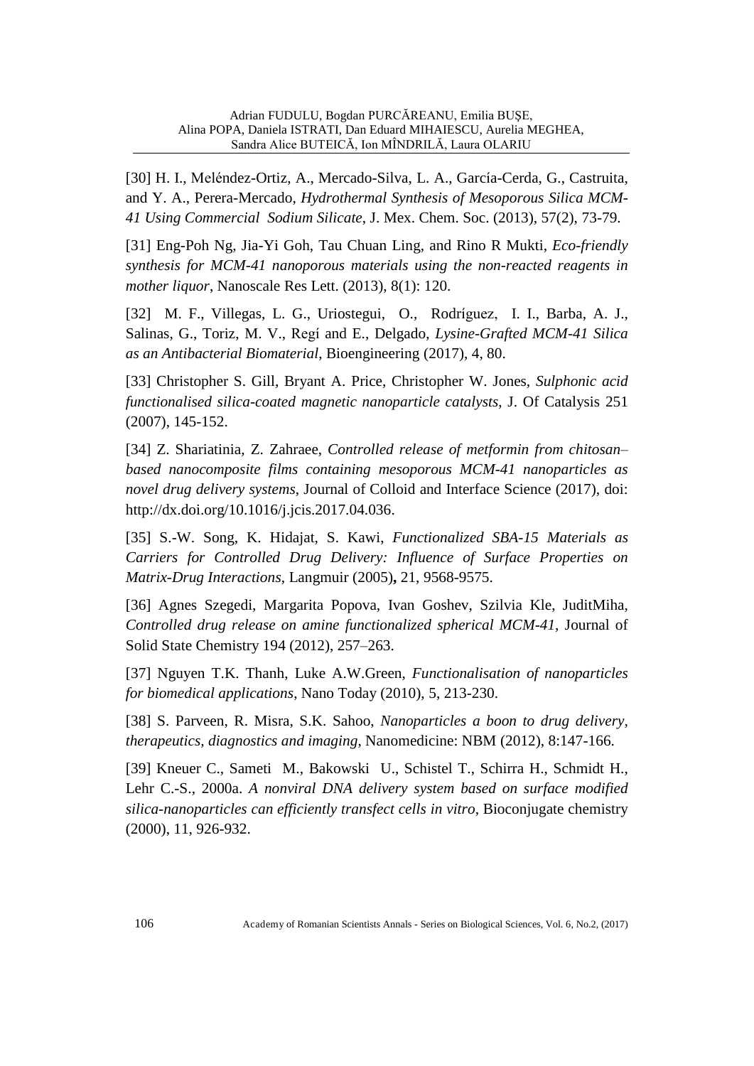[30] H. I., Meléndez-Ortiz, A., Mercado-Silva, L. A., García-Cerda, G., Castruita, and Y. A., Perera-Mercado, *Hydrothermal Synthesis of Mesoporous Silica MCM-41 Using Commercial Sodium Silicate*, J. Mex. Chem. Soc. (2013), 57(2), 73-79.

[31] Eng-Poh Ng, Jia-Yi Goh, Tau Chuan Ling, and Rino R Mukti, *Eco-friendly synthesis for MCM-41 nanoporous materials using the non-reacted reagents in mother liquor*, Nanoscale Res Lett. (2013), 8(1): 120.

[32] M. F., Villegas, L. G., Uriostegui, O., Rodríguez, I. I., Barba, A. J., Salinas, G., Toriz, M. V., Regí and E., Delgado, *Lysine-Grafted MCM-41 Silica as an Antibacterial Biomaterial*, Bioengineering (2017), 4, 80.

[33] Christopher S. Gill, Bryant A. Price, Christopher W. Jones, *Sulphonic acid functionalised silica-coated magnetic nanoparticle catalysts*, J. Of Catalysis 251 (2007), 145-152.

[34] Z. Shariatinia, Z. Zahraee, *Controlled release of metformin from chitosan–based nanocomposite films containing mesoporous MCM-41 nanoparticles as novel drug delivery systems*, Journal of Colloid and Interface Science (2017), doi: http://dx.doi.org/10.1016/j.jcis.2017.04.036.

[35] S.-W. Song, K. Hidajat, S. Kawi, *Functionalized SBA-15 Materials as Carriers for Controlled Drug Delivery: Influence of Surface Properties on Matrix-Drug Interactions*, Langmuir (2005), 21, 9568-9575.

[36] Agnes Szegedi, Margarita Popova, Ivan Goshev, Szilvia Kle, JuditMiha, *Controlled drug release on amine functionalized spherical MCM-41*, Journal of Solid State Chemistry 194 (2012), 257–263.

[37] Nguyen T.K. Thanh, Luke A.W.Green, *Functionalisation of nanoparticles for biomedical applications*, Nano Today (2010), 5, 213-230.

[38] S. Parveen, R. Misra, S.K. Sahoo, *Nanoparticles a boon to drug delivery, therapeutics, diagnostics and imaging*, Nanomedicine: NBM (2012), 8:147-166.

[39] Kneuer C., Sameti M., Bakowski U., Schistel T., Schirra H., Schmidt H., Lehr C.-S., 2000a. *A nonviral DNA delivery system based on surface modified silica-nanoparticles can efficiently transfect cells in vitro*, Bioconjugate chemistry (2000), 11, 926-932.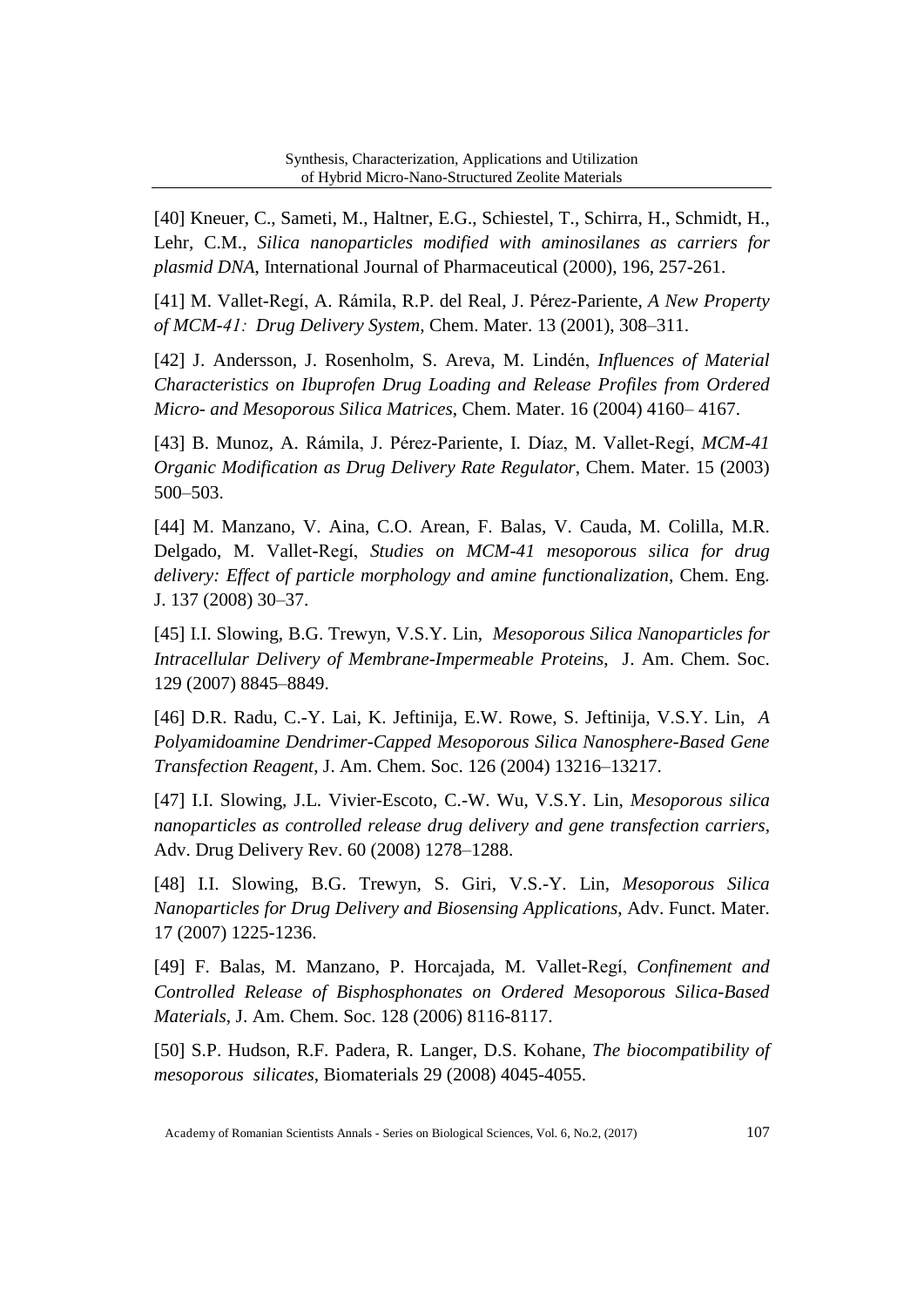[40] Kneuer, C., Sameti, M., Haltner, E.G., Schiestel, T., Schirra, H., Schmidt, H., Lehr, C.M., *Silica nanoparticles modified with aminosilanes as carriers for plasmid DNA*, International Journal of Pharmaceutical (2000), 196, 257-261.

[41] M. Vallet-Regí, A. Rámila, R.P. del Real, J. Pérez-Pariente, *A New Property of MCM-41: Drug Delivery System*, Chem. Mater. 13 (2001), 308–311.

[42] J. Andersson, J. Rosenholm, S. Areva, M. Lindén, *Influences of Material Characteristics on Ibuprofen Drug Loading and Release Profiles from Ordered Micro- and Mesoporous Silica Matrices*, Chem. Mater. 16 (2004) 4160– 4167.

[43] B. Munoz, A. Rámila, J. Pérez-Pariente, I. Díaz, M. Vallet-Regí, *MCM-41 Organic Modification as Drug Delivery Rate Regulator*, Chem. Mater. 15 (2003) 500–503.

[44] M. Manzano, V. Aina, C.O. Arean, F. Balas, V. Cauda, M. Colilla, M.R. Delgado, M. Vallet-Regí, *Studies on MCM-41 mesoporous silica for drug delivery: Effect of particle morphology and amine functionalization*, Chem. Eng. J. 137 (2008) 30–37.

[45] I.I. Slowing, B.G. Trewyn, V.S.Y. Lin, *Mesoporous Silica Nanoparticles for Intracellular Delivery of Membrane-Impermeable Proteins*, J. Am. Chem. Soc. 129 (2007) 8845–8849.

[46] D.R. Radu, C.-Y. Lai, K. Jeftinija, E.W. Rowe, S. Jeftinija, V.S.Y. Lin, *A Polyamidoamine Dendrimer-Capped Mesoporous Silica Nanosphere-Based Gene Transfection Reagent*, J. Am. Chem. Soc. 126 (2004) 13216–13217.

[47] I.I. Slowing, J.L. Vivier-Escoto, C.-W. Wu, V.S.Y. Lin, *Mesoporous silica nanoparticles as controlled release drug delivery and gene transfection carriers*, Adv. Drug Delivery Rev. 60 (2008) 1278–1288.

[48] I.I. Slowing, B.G. Trewyn, S. Giri, V.S.-Y. Lin, *Mesoporous Silica Nanoparticles for Drug Delivery and Biosensing Applications*, Adv. Funct. Mater. 17 (2007) 1225-1236.

[49] F. Balas, M. Manzano, P. Horcajada, M. Vallet-Regí, *Confinement and Controlled Release of Bisphosphonates on Ordered Mesoporous Silica-Based Materials*, J. Am. Chem. Soc. 128 (2006) 8116-8117.

[50] S.P. Hudson, R.F. Padera, R. Langer, D.S. Kohane, *The biocompatibility of mesoporous silicates*, Biomaterials 29 (2008) 4045-4055.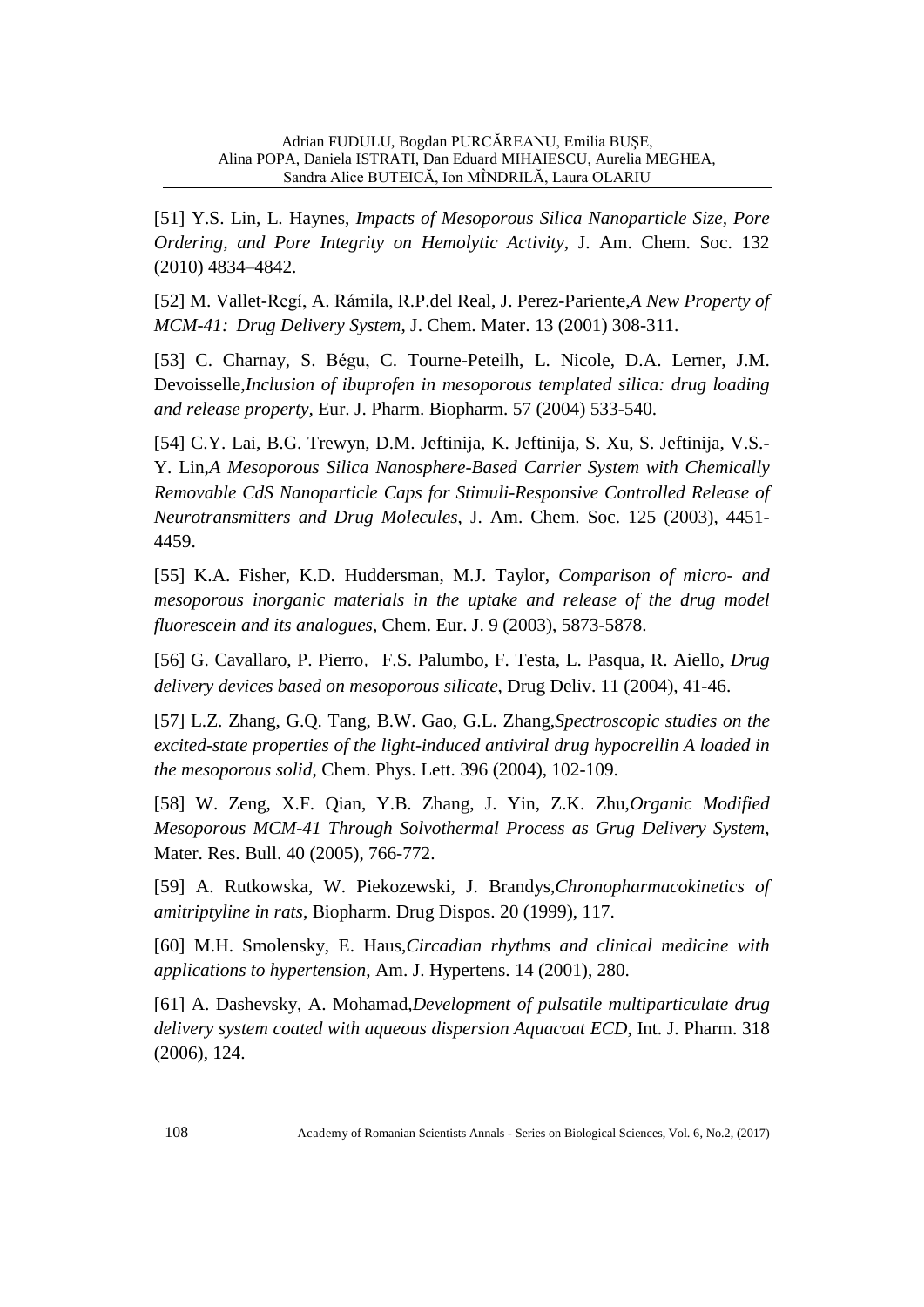[51] Y.S. Lin, L. Haynes, *Impacts of Mesoporous Silica Nanoparticle Size, Pore Ordering, and Pore Integrity on Hemolytic Activity*, J. Am. Chem. Soc. 132 (2010) 4834–4842.

[52] M. Vallet-Regí, A. Rámila, R.P.del Real, J. Perez-Pariente,*A New Property of MCM-41: Drug Delivery System*, J. Chem. Mater. 13 (2001) 308-311.

[53] C. Charnay, S. Bégu, C. Tourne-Peteilh, L. Nicole, D.A. Lerner, J.M. Devoisselle,*Inclusion of ibuprofen in mesoporous templated silica: drug loading and release property,* Eur. J. Pharm. Biopharm. 57 (2004) 533-540.

[54] C.Y. Lai, B.G. Trewyn, D.M. Jeftinija, K. Jeftinija, S. Xu, S. Jeftinija, V.S.-Y. Lin,*A Mesoporous Silica Nanosphere-Based Carrier System with Chemically Removable CdS Nanoparticle Caps for Stimuli-Responsive Controlled Release of Neurotransmitters and Drug Molecules*, J. Am. Chem. Soc. 125 (2003), 4451-4459.

[55] K.A. Fisher, K.D. Huddersman, M.J. Taylor, *Comparison of micro- and mesoporous inorganic materials in the uptake and release of the drug model fluorescein and its analogues*, Chem. Eur. J. 9 (2003), 5873-5878.

[56] G. Cavallaro, P. Pierro, F.S. Palumbo, F. Testa, L. Pasqua, R. Aiello, *Drug delivery devices based on mesoporous silicate*, Drug Deliv. 11 (2004), 41-46.

[57] L.Z. Zhang, G.Q. Tang, B.W. Gao, G.L. Zhang,*Spectroscopic studies on the excited-state properties of the light-induced antiviral drug hypocrellin A loaded in the mesoporous solid*, Chem. Phys. Lett. 396 (2004), 102-109.

[58] W. Zeng, X.F. Qian, Y.B. Zhang, J. Yin, Z.K. Zhu,*Organic Modified Mesoporous MCM-41 Through Solvothermal Process as Grug Delivery System*, Mater. Res. Bull. 40 (2005), 766-772.

[59] A. Rutkowska, W. Piekozewski, J. Brandys,*Chronopharmacokinetics of amitriptyline in rats*, Biopharm. Drug Dispos. 20 (1999), 117.

[60] M.H. Smolensky, E. Haus,*Circadian rhythms and clinical medicine with applications to hypertension*, Am. J. Hypertens. 14 (2001), 280.

[61] A. Dashevsky, A. Mohamad,*Development of pulsatile multiparticulate drug delivery system coated with aqueous dispersion Aquacoat ECD*, Int. J. Pharm. 318 (2006), 124.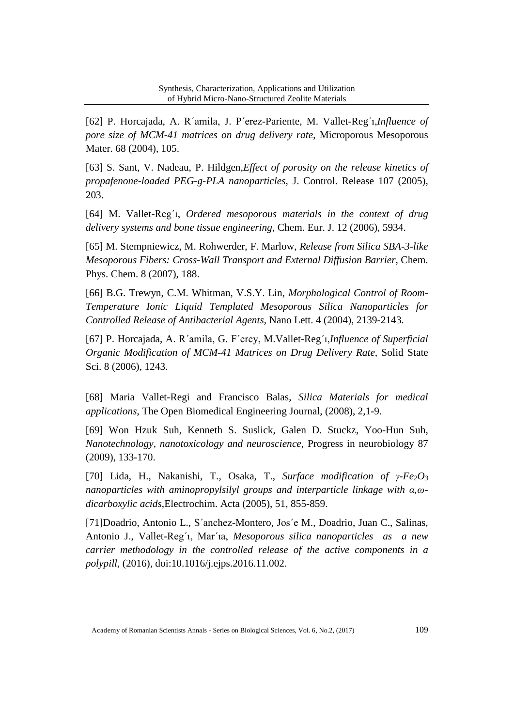[62] P. Horcajada, A. R´amila, J. P´erez-Pariente, M. Vallet-Reg´ı,*Influence of pore size of MCM-41 matrices on drug delivery rate*, Microporous Mesoporous Mater. 68 (2004), 105.

[63] S. Sant, V. Nadeau, P. Hildgen,*Effect of porosity on the release kinetics of propafenone-loaded PEG-g-PLA nanoparticles*, J. Control. Release 107 (2005), 203.

[64] M. Vallet-Reg´ı, *Ordered mesoporous materials in the context of drug delivery systems and bone tissue engineering*, Chem. Eur. J. 12 (2006), 5934.

[65] M. Stempniewicz, M. Rohwerder, F. Marlow, *Release from Silica SBA-3-like Mesoporous Fibers: Cross-Wall Transport and External Diffusion Barrier*, Chem. Phys. Chem. 8 (2007), 188.

[66] B.G. Trewyn, C.M. Whitman, V.S.Y. Lin, *Morphological Control of Room-Temperature Ionic Liquid Templated Mesoporous Silica Nanoparticles for Controlled Release of Antibacterial Agents*, Nano Lett. 4 (2004), 2139-2143.

[67] P. Horcajada, A. R´amila, G. F´erey, M.Vallet-Reg´ı,*Influence of Superficial Organic Modification of MCM-41 Matrices on Drug Delivery Rate*, Solid State Sci. 8 (2006), 1243.

[68] Maria Vallet-Regi and Francisco Balas, *Silica Materials for medical applications*, The Open Biomedical Engineering Journal, (2008), 2,1-9.

[69] Won Hzuk Suh, Kenneth S. Suslick, Galen D. Stuckz, Yoo-Hun Suh, *Nanotechnology, nanotoxicology and neuroscience*, Progress in neurobiology 87 (2009), 133-170.

[70] Lida, H., Nakanishi, T., Osaka, T., *Surface modification of $\gamma$-$Fe_2O_3$ nanoparticles with aminopropylsilyl groups and interparticle linkage with $\alpha,\omega$-dicarboxylic acids*,Electrochim. Acta (2005), 51, 855-859.

[71]Doadrio, Antonio L., S´anchez-Montero, Jos´e M., Doadrio, Juan C., Salinas, Antonio J., Vallet-Reg´ı, Mar´ıa, *Mesoporous silica nanoparticles as a new carrier methodology in the controlled release of the active components in a polypill*, (2016), doi:10.1016/j.ejps.2016.11.002.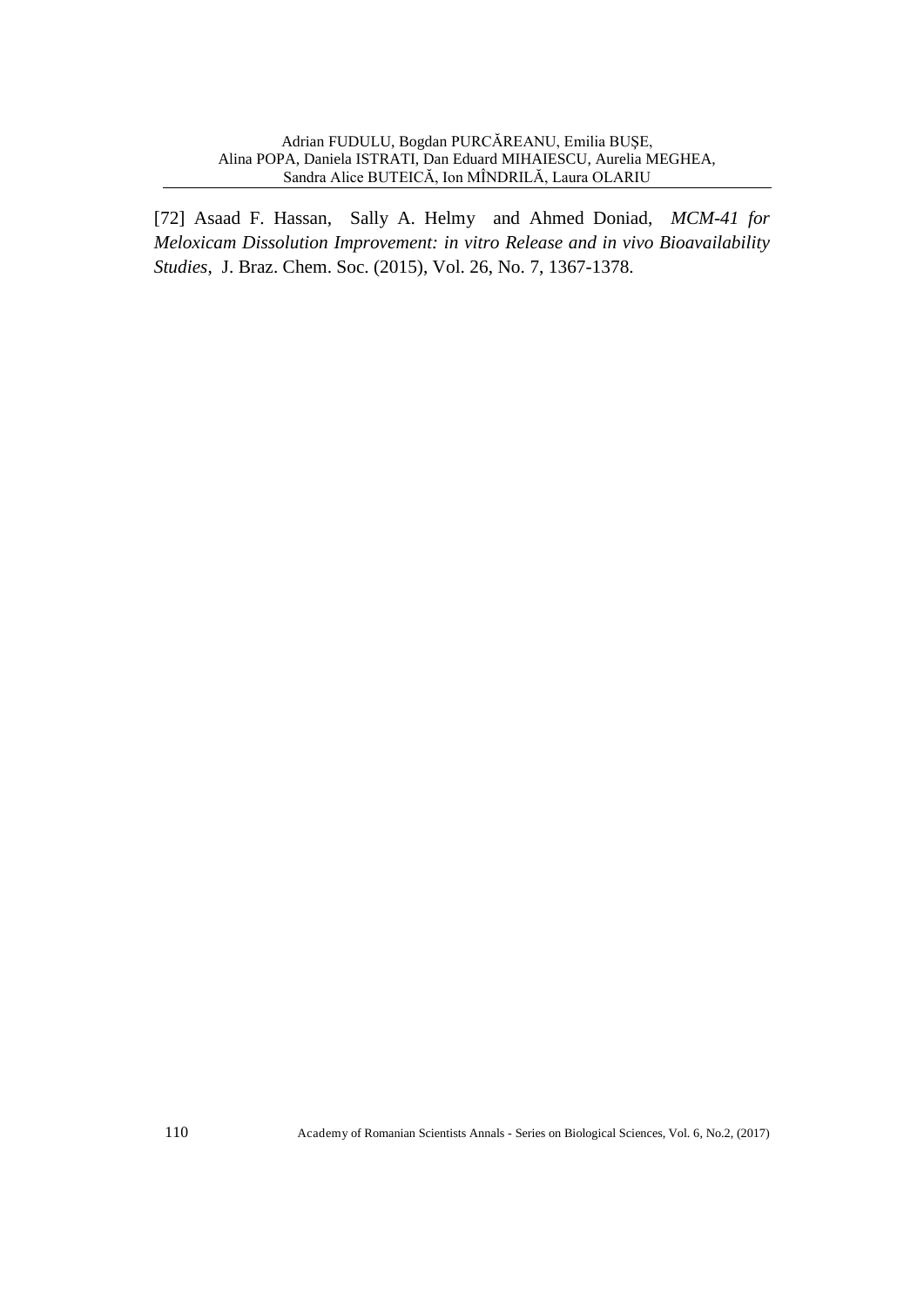[72] Asaad F. Hassan, Sally A. Helmy and Ahmed Doniad, *MCM-41 for Meloxicam Dissolution Improvement: in vitro Release and in vivo Bioavailability Studies*, J. Braz. Chem. Soc. (2015), Vol. 26, No. 7, 1367-1378.